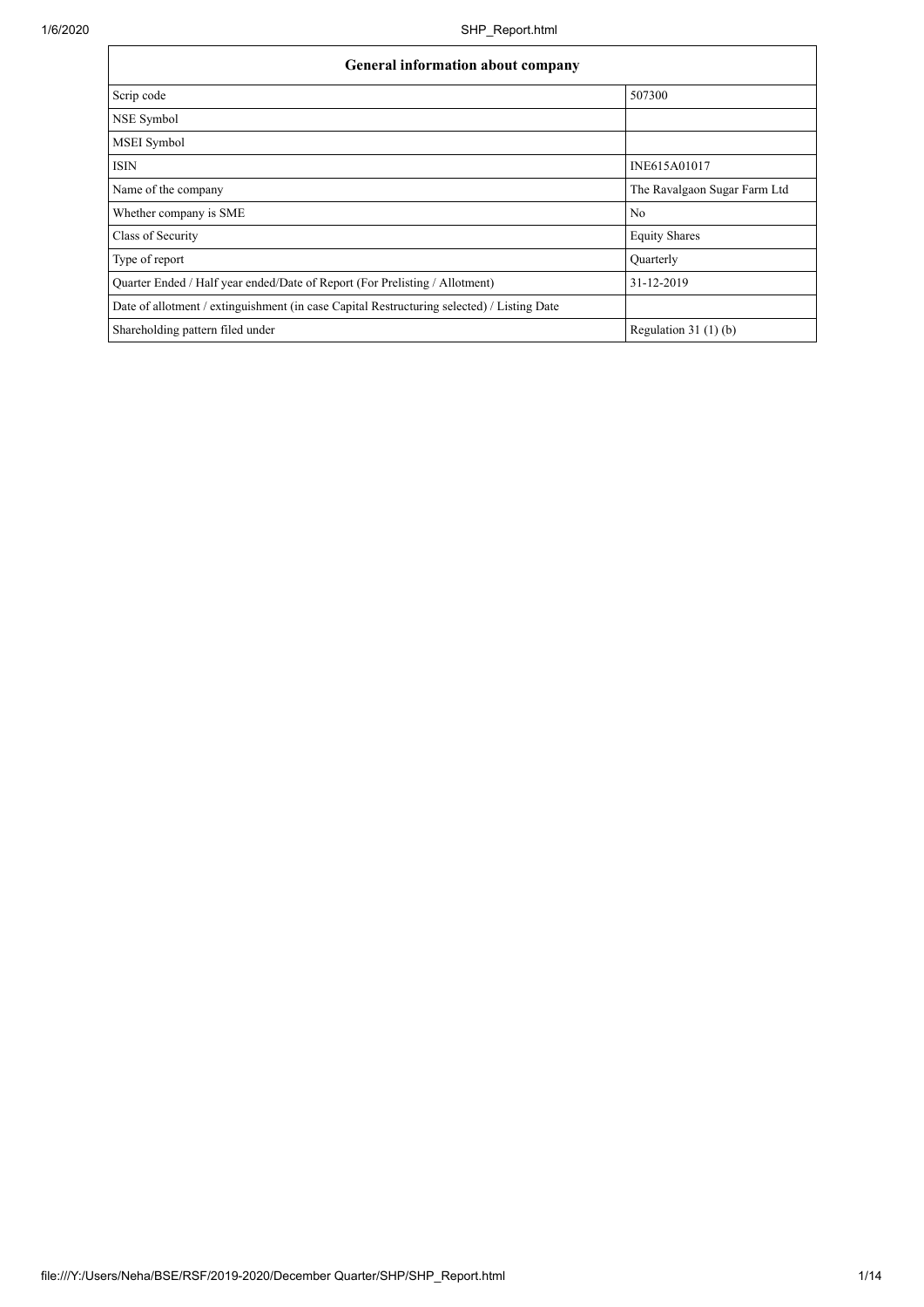| General information about company | |
|---|---|
| Scrip code | 507300 |
| NSE Symbol | |
| MSEI Symbol | |
| ISIN | INE615A01017 |
| Name of the company | The Ravalgaon Sugar Farm Ltd |
| Whether company is SME | No |
| Class of Security | Equity Shares |
| Type of report | Quarterly |
| Quarter Ended / Half year ended/Date of Report (For Prelisting / Allotment) | 31-12-2019 |
| Date of allotment / extinguishment (in case Capital Restructuring selected) / Listing Date | |
| Shareholding pattern filed under | Regulation 31 (1) (b) |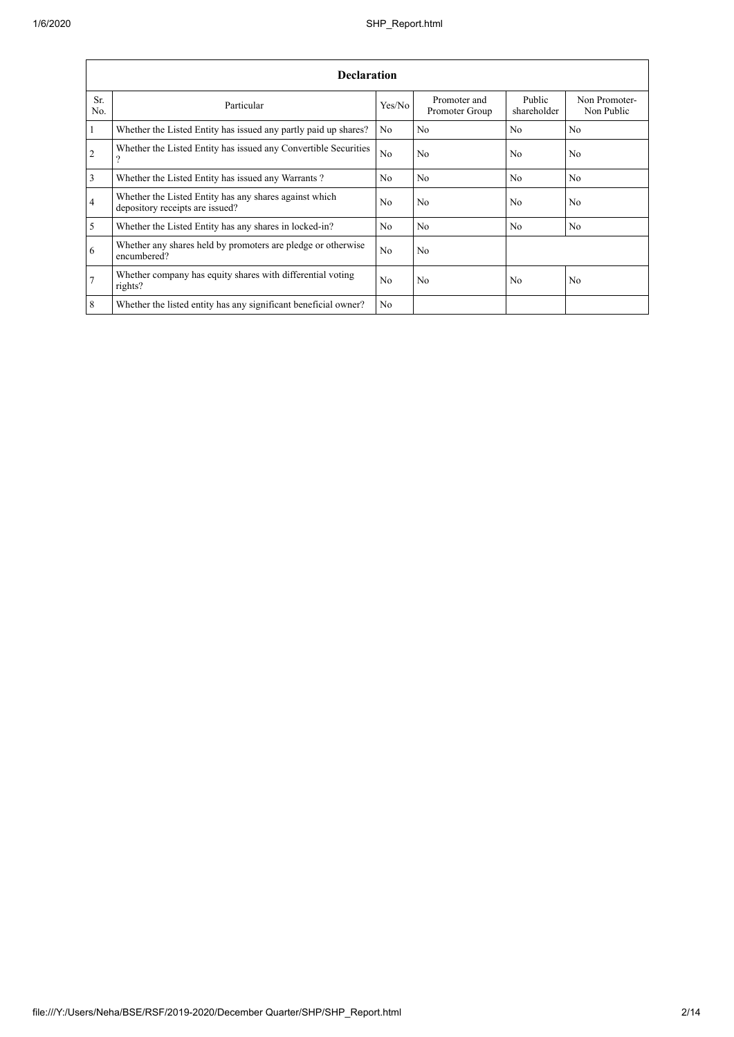| Declaration | | | | | |
|---|---|---|---|---|---|
| Sr. No. | Particular | Yes/No | Promoter and Promoter Group | Public shareholder | Non Promoter- Non Public |
| 1 | Whether the Listed Entity has issued any partly paid up shares? | No | No | No | No |
| 2 | Whether the Listed Entity has issued any Convertible Securities ? | No | No | No | No |
| 3 | Whether the Listed Entity has issued any Warrants ? | No | No | No | No |
| 4 | Whether the Listed Entity has any shares against which depository receipts are issued? | No | No | No | No |
| 5 | Whether the Listed Entity has any shares in locked-in? | No | No | No | No |
| 6 | Whether any shares held by promoters are pledge or otherwise encumbered? | No | No | | |
| 7 | Whether company has equity shares with differential voting rights? | No | No | No | No |
| 8 | Whether the listed entity has any significant beneficial owner? | No | | | |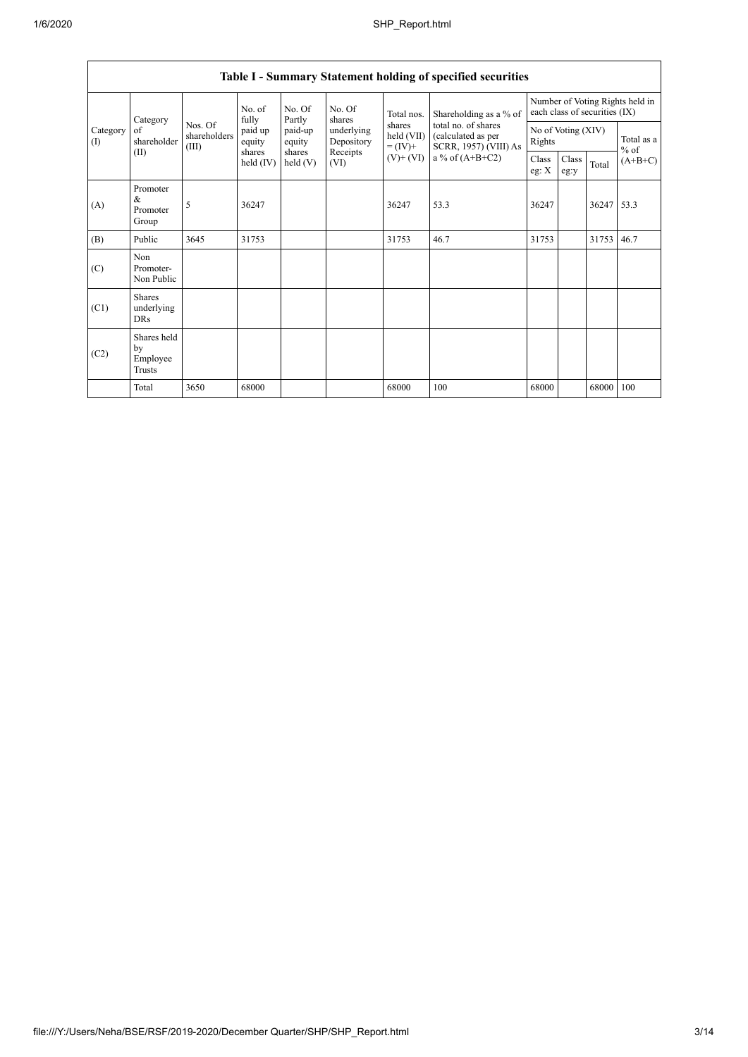| Table I - Summary Statement holding of specified securities | | | | | | | | | | | | |
|---|---|---|---|---|---|---|---|---|---|---|---|---|
| Category (I) | Category of shareholder (II) | Nos. Of shareholders (III) | No. of fully paid up equity shares held (IV) | No. Of Partly paid-up equity shares held (V) | No. Of shares underlying Depository Receipts (VI) | Total nos. shares held (VII) = (IV)+ (V)+ (VI) | Shareholding as a % of total no. of shares (calculated as per SCRR, 1957) (VIII) As a % of (A+B+C2) | Number of Voting Rights held in each class of securities (IX) | | | |
| | | | | | | | | No of Voting (XIV) Rights | | | Total as a % of (A+B+C) |
| | | | | | | | | Class eg: X | Class eg:y | Total | |
| (A) | Promoter & Promoter Group | 5 | 36247 | | | 36247 | 53.3 | 36247 | | 36247 | 53.3 |
| (B) | Public | 3645 | 31753 | | | 31753 | 46.7 | 31753 | | 31753 | 46.7 |
| (C) | Non Promoter- Non Public | | | | | | | | | | |
| (C1) | Shares underlying DRs | | | | | | | | | | |
| (C2) | Shares held by Employee Trusts | | | | | | | | | | |
| | Total | 3650 | 68000 | | | 68000 | 100 | 68000 | | 68000 | 100 |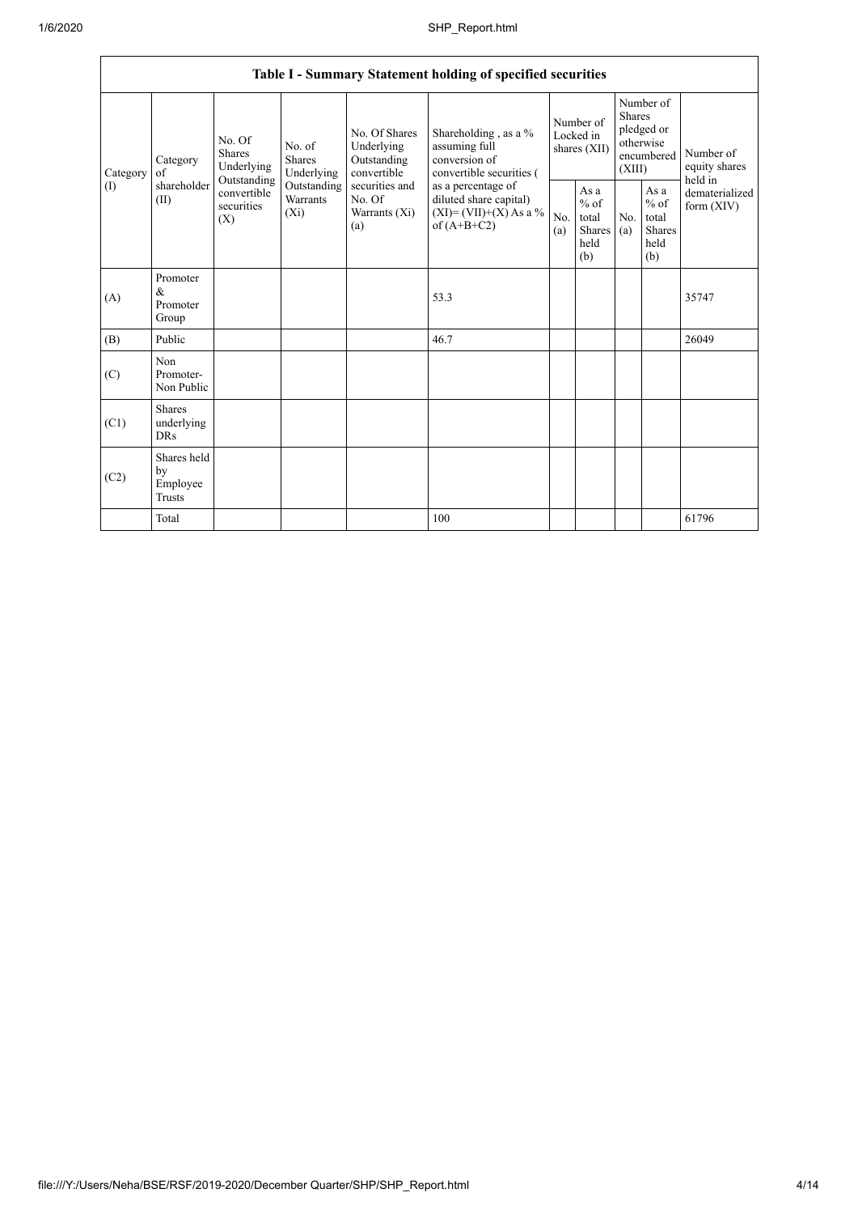| Table I - Summary Statement holding of specified securities | | | | | | | | | | | |
|---|---|---|---|---|---|---|---|---|---|---|---|
| Category (I) | Category of shareholder (II) | No. Of Shares Underlying Outstanding convertible securities (X) | No. of Shares Underlying Outstanding Warrants (Xi) | No. Of Shares Underlying Outstanding convertible securities and No. Of Warrants (Xi) (a) | Shareholding , as a % assuming full conversion of convertible securities ( as a percentage of diluted share capital) (XI)= (VII)+(X) As a % of (A+B+C2) | Number of Locked in shares (XII) | | Number of Shares pledged or otherwise encumbered (XIII) | | Number of equity shares held in dematerialized form (XIV) |
| | | | | | | No. (a) | As a % of total Shares held (b) | No. (a) | As a % of total Shares held (b) | |
| (A) | Promoter & Promoter Group | | | | 53.3 | | | | | 35747 |
| (B) | Public | | | | 46.7 | | | | | 26049 |
| (C) | Non Promoter- Non Public | | | | | | | | | |
| (C1) | Shares underlying DRs | | | | | | | | | |
| (C2) | Shares held by Employee Trusts | | | | | | | | | |
| | Total | | | | 100 | | | | | 61796 |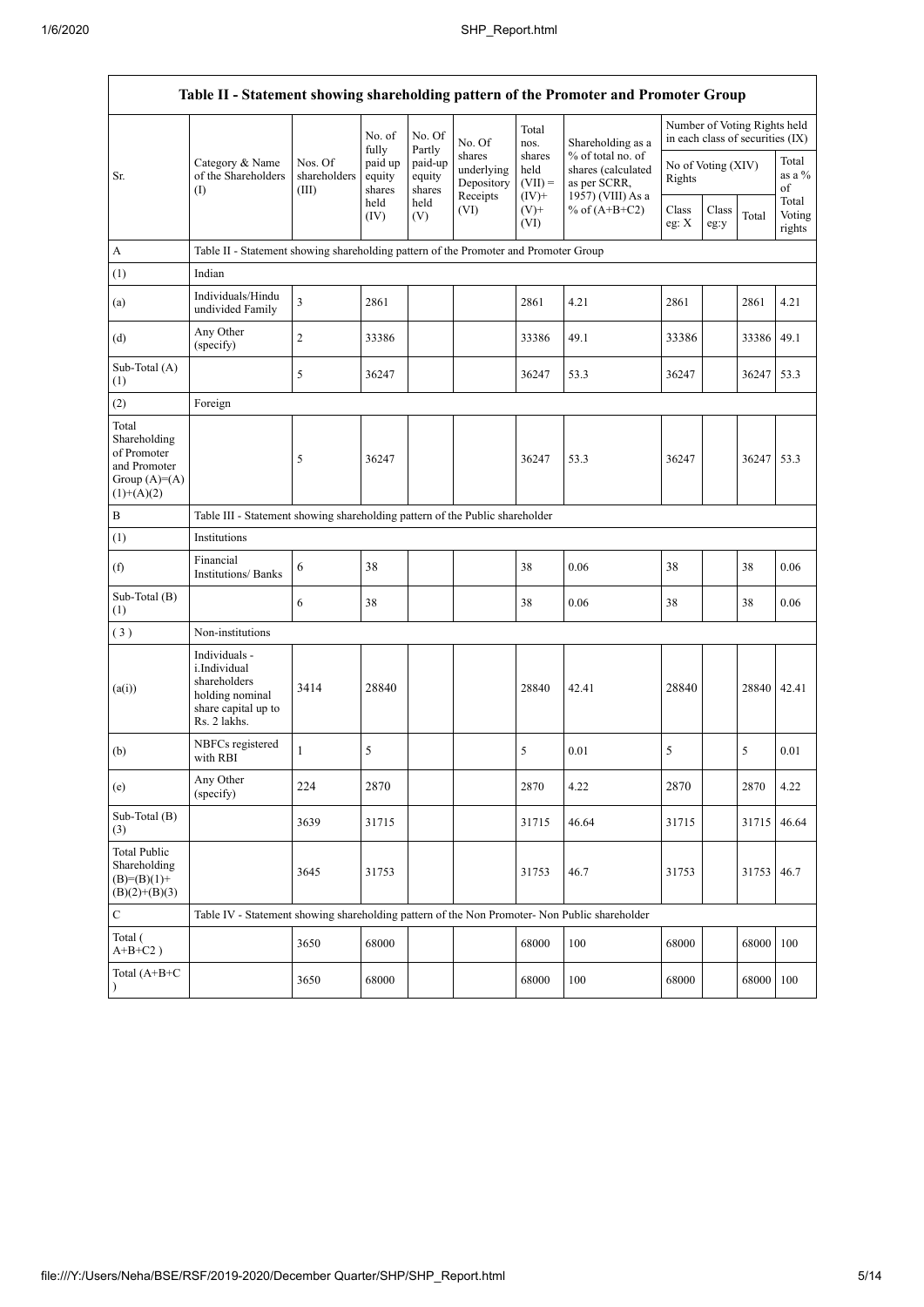| Table II - Statement showing shareholding pattern of the Promoter and Promoter Group | | | | | | | | | | | |
|---|---|---|---|---|---|---|---|---|---|---|---|
| Sr. | Category & Name of the Shareholders (I) | Nos. Of shareholders (III) | No. of fully paid up equity shares held (IV) | No. Of Partly paid-up equity shares held (V) | No. Of shares underlying Depository Receipts (VI) | Total nos. shares held (VII) = (IV)+ (V)+ (VI) | Shareholding as a % of total no. of shares (calculated as per SCRR, 1957) (VIII) As a % of (A+B+C2) | Number of Voting Rights held in each class of securities (IX) | | | |
| | | | | | | | | No of Voting (XIV) Rights | | | Total as a % of Total Voting rights |
| | | | | | | | | Class eg: X | Class eg:y | Total | |
| A | Table II - Statement showing shareholding pattern of the Promoter and Promoter Group | | | | | | | | | | |
| (1) | Indian | | | | | | | | | | |
| (a) | Individuals/Hindu undivided Family | 3 | 2861 | | | 2861 | 4.21 | 2861 | | 2861 | 4.21 |
| (d) | Any Other (specify) | 2 | 33386 | | | 33386 | 49.1 | 33386 | | 33386 | 49.1 |
| Sub-Total (A) (1) | | 5 | 36247 | | | 36247 | 53.3 | 36247 | | 36247 | 53.3 |
| (2) | Foreign | | | | | | | | | | |
| Total Shareholding of Promoter and Promoter Group (A)=(A)(1)+(A)(2) | | 5 | 36247 | | | 36247 | 53.3 | 36247 | | 36247 | 53.3 |
| B | Table III - Statement showing shareholding pattern of the Public shareholder | | | | | | | | | | |
| (1) | Institutions | | | | | | | | | | |
| (f) | Financial Institutions/ Banks | 6 | 38 | | | 38 | 0.06 | 38 | | 38 | 0.06 |
| Sub-Total (B) (1) | | 6 | 38 | | | 38 | 0.06 | 38 | | 38 | 0.06 |
| (3) | Non-institutions | | | | | | | | | | |
| (a(i)) | Individuals - i.Individual shareholders holding nominal share capital up to Rs. 2 lakhs. | 3414 | 28840 | | | 28840 | 42.41 | 28840 | | 28840 | 42.41 |
| (b) | NBFCs registered with RBI | 1 | 5 | | | 5 | 0.01 | 5 | | 5 | 0.01 |
| (e) | Any Other (specify) | 224 | 2870 | | | 2870 | 4.22 | 2870 | | 2870 | 4.22 |
| Sub-Total (B) (3) | | 3639 | 31715 | | | 31715 | 46.64 | 31715 | | 31715 | 46.64 |
| Total Public Shareholding (B)=(B)(1)+(B)(2)+(B)(3) | | 3645 | 31753 | | | 31753 | 46.7 | 31753 | | 31753 | 46.7 |
| C | Table IV - Statement showing shareholding pattern of the Non Promoter- Non Public shareholder | | | | | | | | | | |
| Total ( A+B+C2 ) | | 3650 | 68000 | | | 68000 | 100 | 68000 | | 68000 | 100 |
| Total (A+B+C ) | | 3650 | 68000 | | | 68000 | 100 | 68000 | | 68000 | 100 |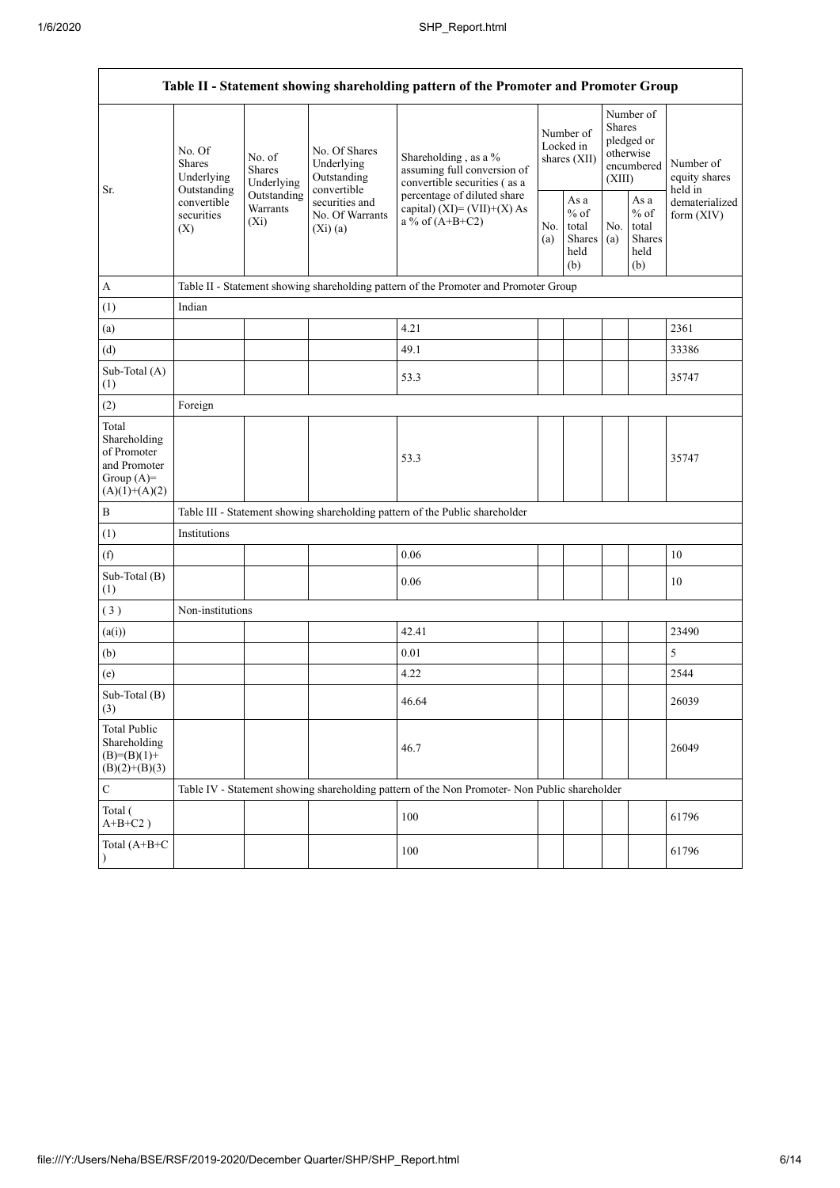| Table II - Statement showing shareholding pattern of the Promoter and Promoter Group | | | | | | | | | |
|---|---|---|---|---|---|---|---|---|---|
| Sr. | No. Of Shares Underlying Outstanding convertible securities (X) | No. of Shares Underlying Outstanding Warrants (Xi) | No. Of Shares Underlying Outstanding convertible securities and No. Of Warrants (Xi) (a) | Shareholding , as a % assuming full conversion of convertible securities ( as a percentage of diluted share capital) (XI)= (VII)+(X) As a % of (A+B+C2) | Number of Locked in shares (XII) | | Number of Shares pledged or otherwise encumbered (XIII) | | Number of equity shares held in dematerialized form (XIV) |
| | | | | | No. (a) | As a % of total Shares held (b) | No. (a) | As a % of total Shares held (b) | |
| A | Table II - Statement showing shareholding pattern of the Promoter and Promoter Group | | | | | | | | |
| (1) | Indian | | | | | | | | |
| (a) | | | | 4.21 | | | | | 2361 |
| (d) | | | | 49.1 | | | | | 33386 |
| Sub-Total (A) (1) | | | | 53.3 | | | | | 35747 |
| (2) | Foreign | | | | | | | | |
| Total Shareholding of Promoter and Promoter Group (A)= (A)(1)+(A)(2) | | | | 53.3 | | | | | 35747 |
| B | Table III - Statement showing shareholding pattern of the Public shareholder | | | | | | | | |
| (1) | Institutions | | | | | | | | |
| (f) | | | | 0.06 | | | | | 10 |
| Sub-Total (B) (1) | | | | 0.06 | | | | | 10 |
| ( 3 ) | Non-institutions | | | | | | | | |
| (a(i)) | | | | 42.41 | | | | | 23490 |
| (b) | | | | 0.01 | | | | | 5 |
| (e) | | | | 4.22 | | | | | 2544 |
| Sub-Total (B) (3) | | | | 46.64 | | | | | 26039 |
| Total Public Shareholding (B)=(B)(1)+(B)(2)+(B)(3) | | | | 46.7 | | | | | 26049 |
| C | Table IV - Statement showing shareholding pattern of the Non Promoter- Non Public shareholder | | | | | | | | |
| Total ( A+B+C2 ) | | | | 100 | | | | | 61796 |
| Total (A+B+C ) | | | | 100 | | | | | 61796 |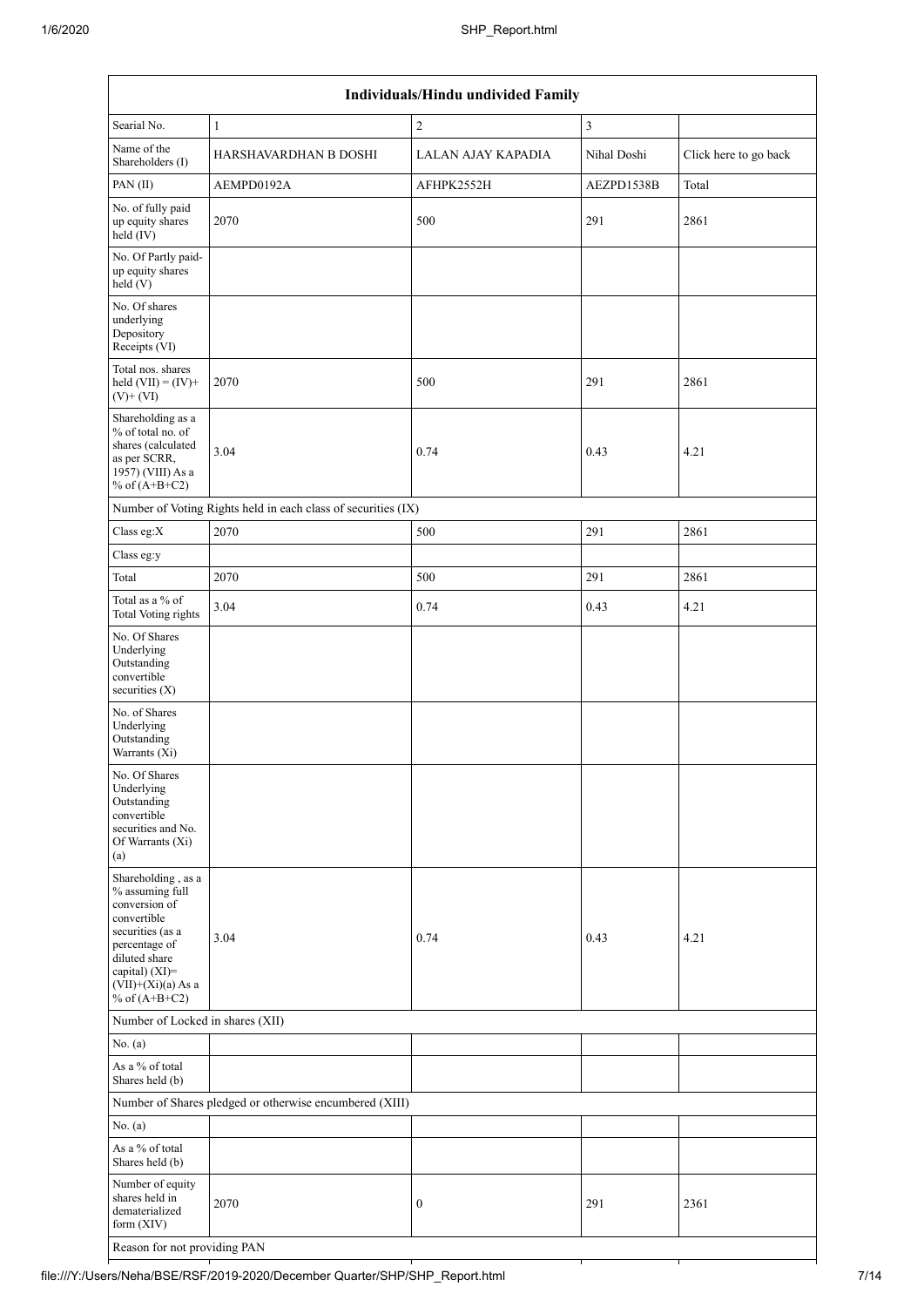| Individuals/Hindu undivided Family | | | | |
|---|---|---|---|---|
| Searial No. | 1 | 2 | 3 | |
| Name of the Shareholders (I) | HARSHAVARDHAN B DOSHI | LALAN AJAY KAPADIA | Nihal Doshi | Click here to go back |
| PAN (II) | AEMPD0192A | AFHPK2552H | AEZPD1538B | Total |
| No. of fully paid up equity shares held (IV) | 2070 | 500 | 291 | 2861 |
| No. Of Partly paid-up equity shares held (V) | | | | |
| No. Of shares underlying Depository Receipts (VI) | | | | |
| Total nos. shares held (VII) = (IV)+ (V)+ (VI) | 2070 | 500 | 291 | 2861 |
| Shareholding as a % of total no. of shares (calculated as per SCRR, 1957) (VIII) As a % of (A+B+C2) | 3.04 | 0.74 | 0.43 | 4.21 |
| Number of Voting Rights held in each class of securities (IX) | | | | |
| Class eg:X | 2070 | 500 | 291 | 2861 |
| Class eg:y | | | | |
| Total | 2070 | 500 | 291 | 2861 |
| Total as a % of Total Voting rights | 3.04 | 0.74 | 0.43 | 4.21 |
| No. Of Shares Underlying Outstanding convertible securities (X) | | | | |
| No. of Shares Underlying Outstanding Warrants (Xi) | | | | |
| No. Of Shares Underlying Outstanding convertible securities and No. Of Warrants (Xi) (a) | | | | |
| Shareholding , as a % assuming full conversion of convertible securities (as a percentage of diluted share capital) (XI)= (VII)+(Xi)(a) As a % of (A+B+C2) | 3.04 | 0.74 | 0.43 | 4.21 |
| Number of Locked in shares (XII) | | | | |
| No. (a) | | | | |
| As a % of total Shares held (b) | | | | |
| Number of Shares pledged or otherwise encumbered (XIII) | | | | |
| No. (a) | | | | |
| As a % of total Shares held (b) | | | | |
| Number of equity shares held in dematerialized form (XIV) | 2070 | 0 | 291 | 2361 |
| Reason for not providing PAN | | | | |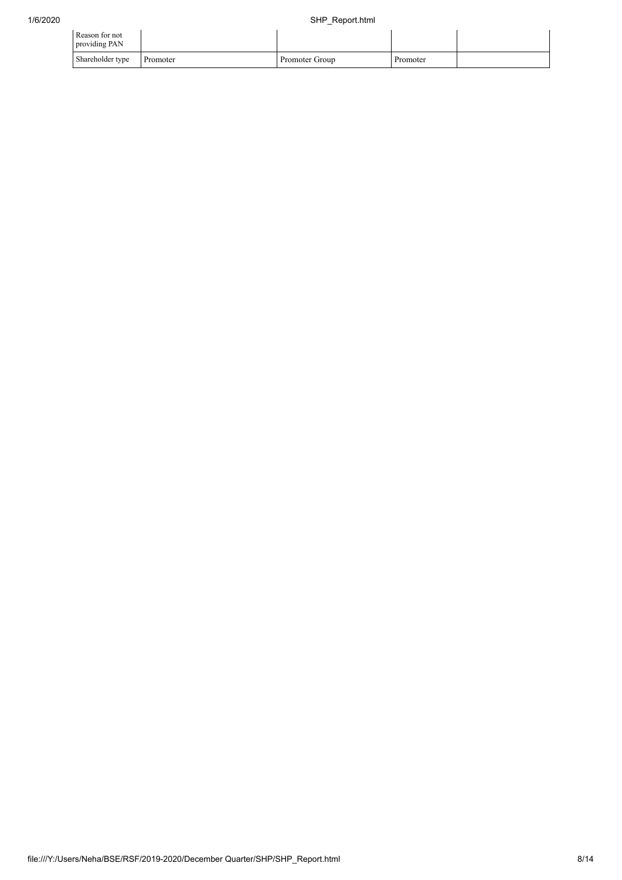| | | | | |
|---|---|---|---|---|
| Reason for not providing PAN | | | | |
| Shareholder type | Promoter | Promoter Group | Promoter | |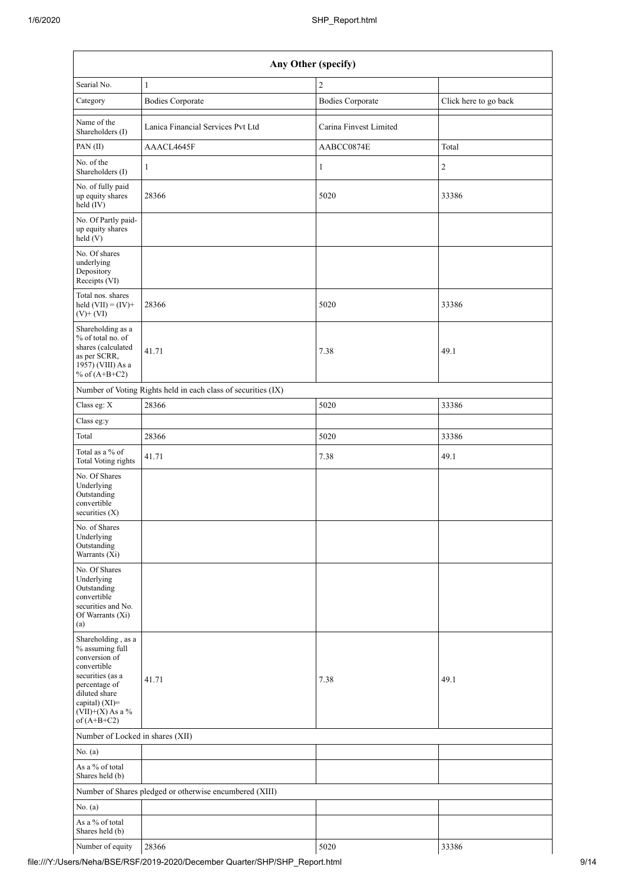| Any Other (specify) | | | |
|---|---|---|---|
| Searial No. | 1 | 2 | |
| Category | Bodies Corporate | Bodies Corporate | Click here to go back |
| Name of the Shareholders (I) | Lanica Financial Services Pvt Ltd | Carina Finvest Limited | |
| PAN (II) | AAACL4645F | AABCC0874E | Total |
| No. of the Shareholders (I) | 1 | 1 | 2 |
| No. of fully paid up equity shares held (IV) | 28366 | 5020 | 33386 |
| No. Of Partly paid-up equity shares held (V) | | | |
| No. Of shares underlying Depository Receipts (VI) | | | |
| Total nos. shares held (VII) = (IV)+ (V)+ (VI) | 28366 | 5020 | 33386 |
| Shareholding as a % of total no. of shares (calculated as per SCRR, 1957) (VIII) As a % of (A+B+C2) | 41.71 | 7.38 | 49.1 |
| Number of Voting Rights held in each class of securities (IX) | | | |
| Class eg: X | 28366 | 5020 | 33386 |
| Class eg:y | | | |
| Total | 28366 | 5020 | 33386 |
| Total as a % of Total Voting rights | 41.71 | 7.38 | 49.1 |
| No. Of Shares Underlying Outstanding convertible securities (X) | | | |
| No. of Shares Underlying Outstanding Warrants (Xi) | | | |
| No. Of Shares Underlying Outstanding convertible securities and No. Of Warrants (Xi) (a) | | | |
| Shareholding , as a % assuming full conversion of convertible securities (as a percentage of diluted share capital) (XI)= (VII)+(X) As a % of (A+B+C2) | 41.71 | 7.38 | 49.1 |
| Number of Locked in shares (XII) | | | |
| No. (a) | | | |
| As a % of total Shares held (b) | | | |
| Number of Shares pledged or otherwise encumbered (XIII) | | | |
| No. (a) | | | |
| As a % of total Shares held (b) | | | |
| Number of equity | 28366 | 5020 | 33386 |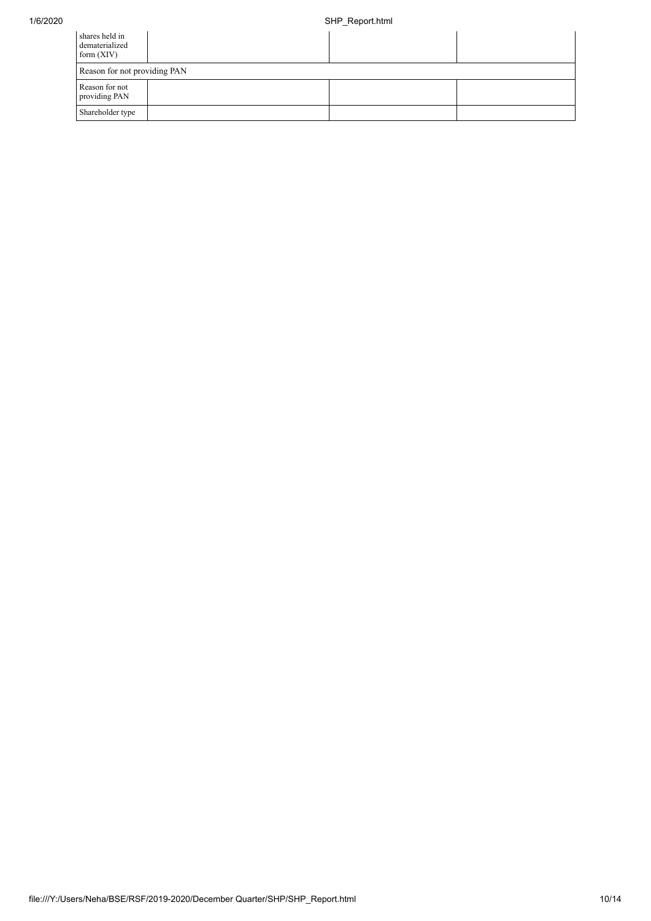| | | | |
|---|---|---|---|
| Number of equity shares held in dematerialized form (XIV) | | | |
| Reason for not providing PAN | | | |
| Reason for not providing PAN | | | |
| Shareholder type | | | |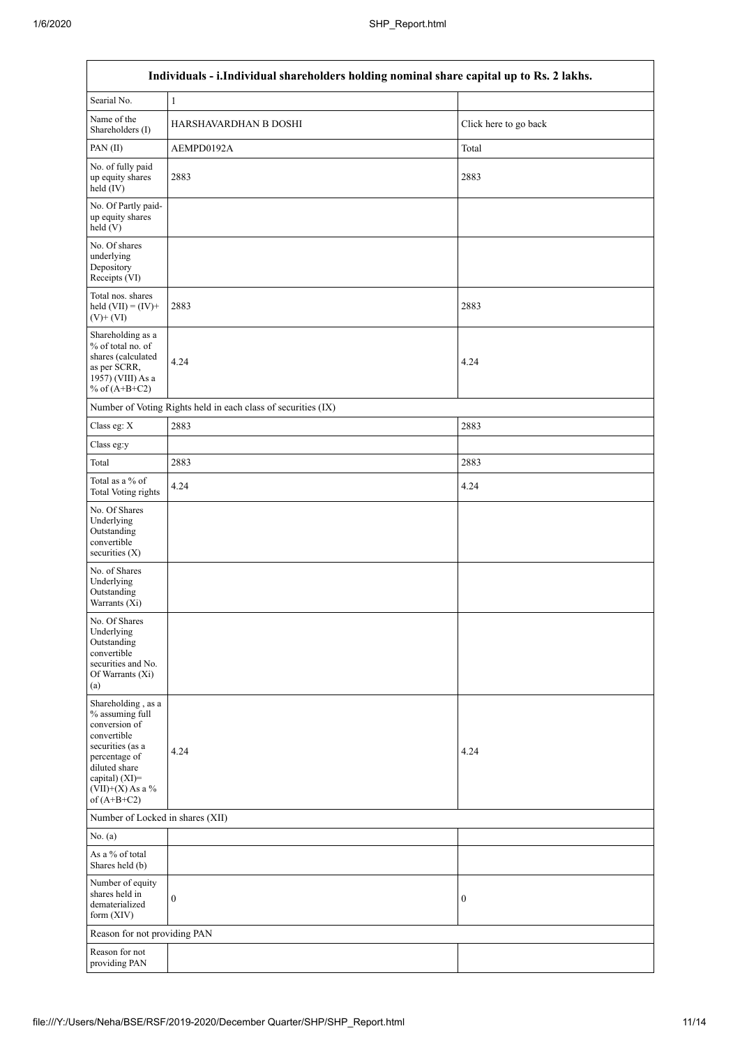| Individuals - i.Individual shareholders holding nominal share capital up to Rs. 2 lakhs. | | |
|---|---|---|
| Searial No. | 1 | |
| Name of the Shareholders (I) | HARSHAVARDHAN B DOSHI | Click here to go back |
| PAN (II) | AEMPD0192A | Total |
| No. of fully paid up equity shares held (IV) | 2883 | 2883 |
| No. Of Partly paid-up equity shares held (V) | | |
| No. Of shares underlying Depository Receipts (VI) | | |
| Total nos. shares held (VII) = (IV)+(V)+ (VI) | 2883 | 2883 |
| Shareholding as a % of total no. of shares (calculated as per SCRR, 1957) (VIII) As a % of (A+B+C2) | 4.24 | 4.24 |
| Number of Voting Rights held in each class of securities (IX) | | |
| Class eg: X | 2883 | 2883 |
| Class eg:y | | |
| Total | 2883 | 2883 |
| Total as a % of Total Voting rights | 4.24 | 4.24 |
| No. Of Shares Underlying Outstanding convertible securities (X) | | |
| No. of Shares Underlying Outstanding Warrants (Xi) | | |
| No. Of Shares Underlying Outstanding convertible securities and No. Of Warrants (Xi) (a) | | |
| Shareholding , as a % assuming full conversion of convertible securities (as a percentage of diluted share capital) (XI)= (VII)+(X) As a % of (A+B+C2) | 4.24 | 4.24 |
| Number of Locked in shares (XII) | | |
| No. (a) | | |
| As a % of total Shares held (b) | | |
| Number of equity shares held in dematerialized form (XIV) | 0 | 0 |
| Reason for not providing PAN | | |
| Reason for not providing PAN | | |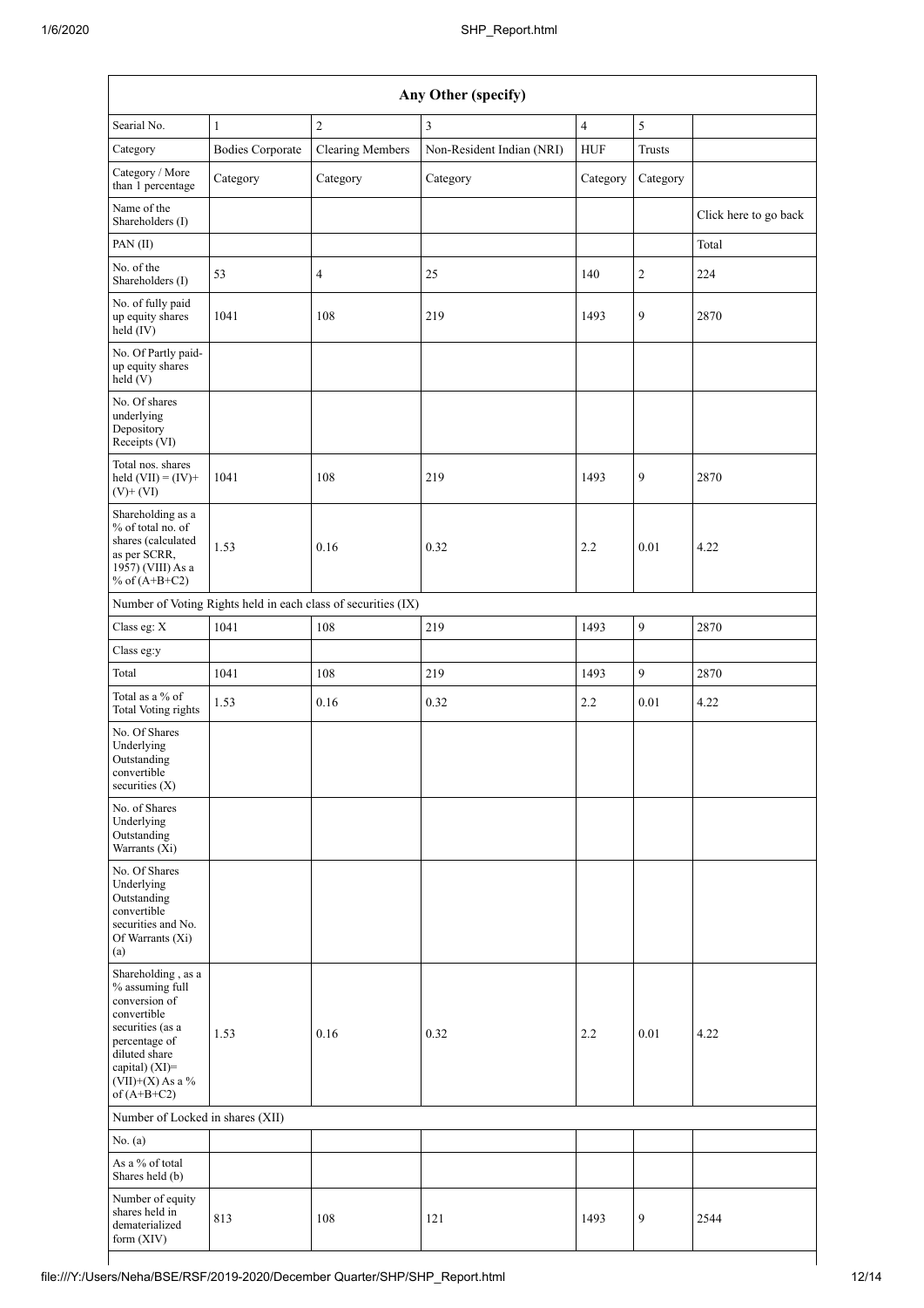| Any Other (specify) | | | | | | |
|---|---|---|---|---|---|---|
| Searial No. | 1 | 2 | 3 | 4 | 5 | |
| Category | Bodies Corporate | Clearing Members | Non-Resident Indian (NRI) | HUF | Trusts | |
| Category / More than 1 percentage | Category | Category | Category | Category | Category | |
| Name of the Shareholders (I) | | | | | | Click here to go back |
| PAN (II) | | | | | | Total |
| No. of the Shareholders (I) | 53 | 4 | 25 | 140 | 2 | 224 |
| No. of fully paid up equity shares held (IV) | 1041 | 108 | 219 | 1493 | 9 | 2870 |
| No. Of Partly paid-up equity shares held (V) | | | | | | |
| No. Of shares underlying Depository Receipts (VI) | | | | | | |
| Total nos. shares held (VII) = (IV)+ (V)+ (VI) | 1041 | 108 | 219 | 1493 | 9 | 2870 |
| Shareholding as a % of total no. of shares (calculated as per SCRR, 1957) (VIII) As a % of (A+B+C2) | 1.53 | 0.16 | 0.32 | 2.2 | 0.01 | 4.22 |
| Number of Voting Rights held in each class of securities (IX) | | | | | | |
| Class eg: X | 1041 | 108 | 219 | 1493 | 9 | 2870 |
| Class eg:y | | | | | | |
| Total | 1041 | 108 | 219 | 1493 | 9 | 2870 |
| Total as a % of Total Voting rights | 1.53 | 0.16 | 0.32 | 2.2 | 0.01 | 4.22 |
| No. Of Shares Underlying Outstanding convertible securities (X) | | | | | | |
| No. of Shares Underlying Outstanding Warrants (Xi) | | | | | | |
| No. Of Shares Underlying Outstanding convertible securities and No. Of Warrants (Xi) (a) | | | | | | |
| Shareholding , as a % assuming full conversion of convertible securities (as a percentage of diluted share capital) (XI)= (VII)+(X) As a % of (A+B+C2) | 1.53 | 0.16 | 0.32 | 2.2 | 0.01 | 4.22 |
| Number of Locked in shares (XII) | | | | | | |
| No. (a) | | | | | | |
| As a % of total Shares held (b) | | | | | | |
| Number of equity shares held in dematerialized form (XIV) | 813 | 108 | 121 | 1493 | 9 | 2544 |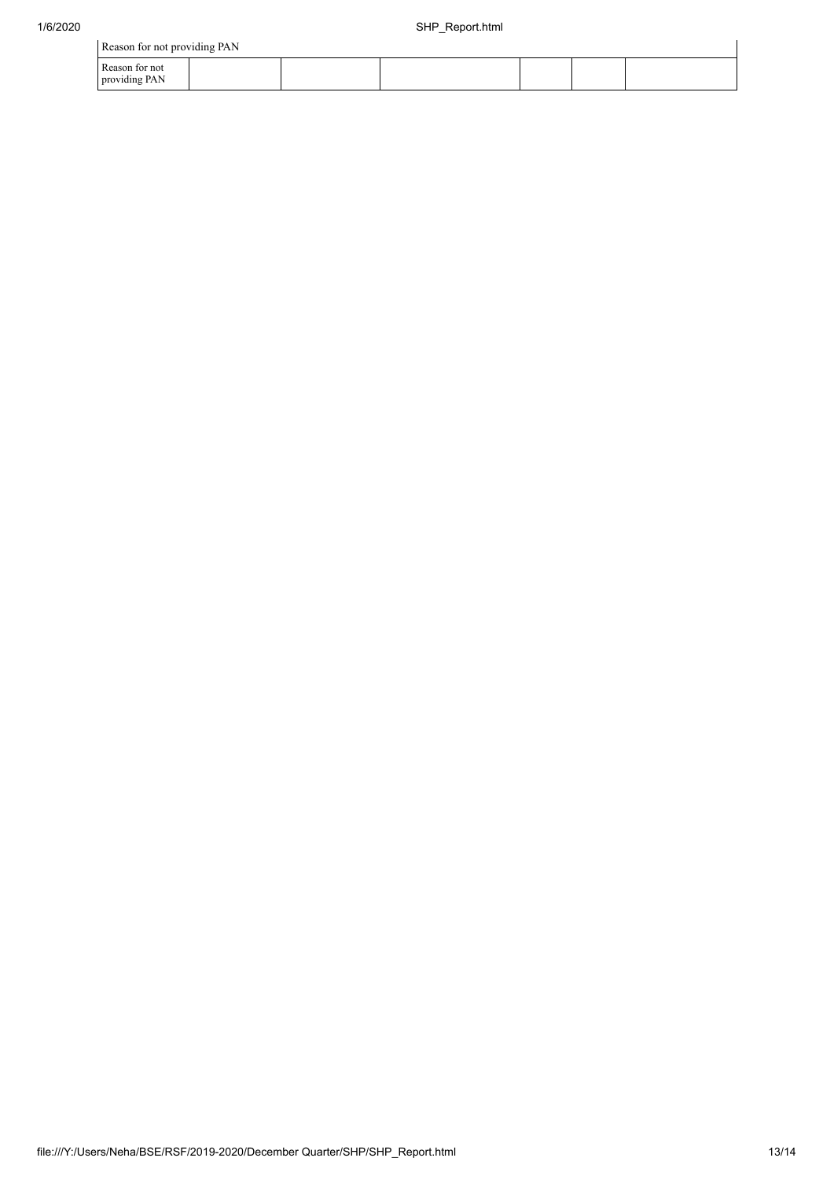| Reason for not providing PAN | | | | | | |
|---|---|---|---|---|---|---|
| Reason for not providing PAN | | | | | | |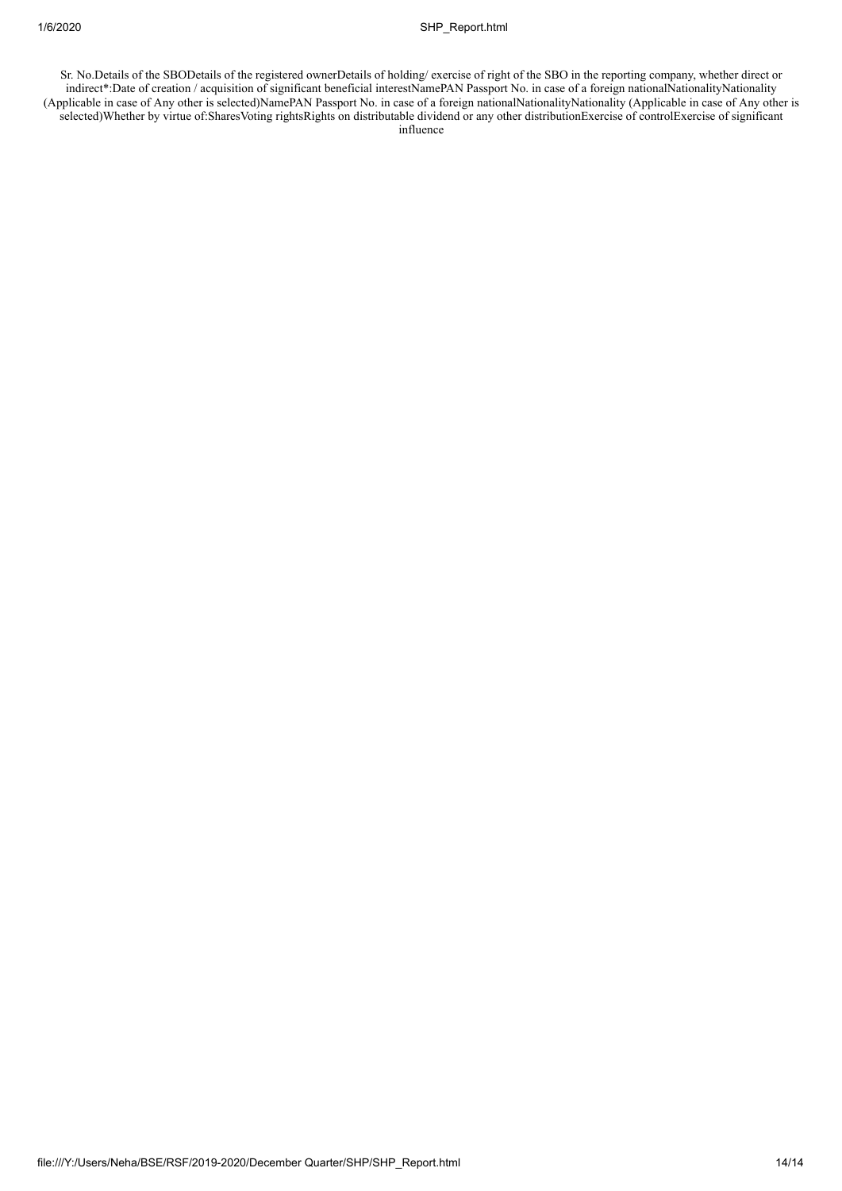Sr. No.Details of the SBODetails of the registered ownerDetails of holding/ exercise of right of the SBO in the reporting company, whether direct or indirect*:Date of creation / acquisition of significant beneficial interestNamePAN Passport No. in case of a foreign nationalNationalityNationality (Applicable in case of Any other is selected)NamePAN Passport No. in case of a foreign nationalNationalityNationality (Applicable in case of Any other is selected)Whether by virtue of:SharesVoting rightsRights on distributable dividend or any other distributionExercise of controlExercise of significant influence